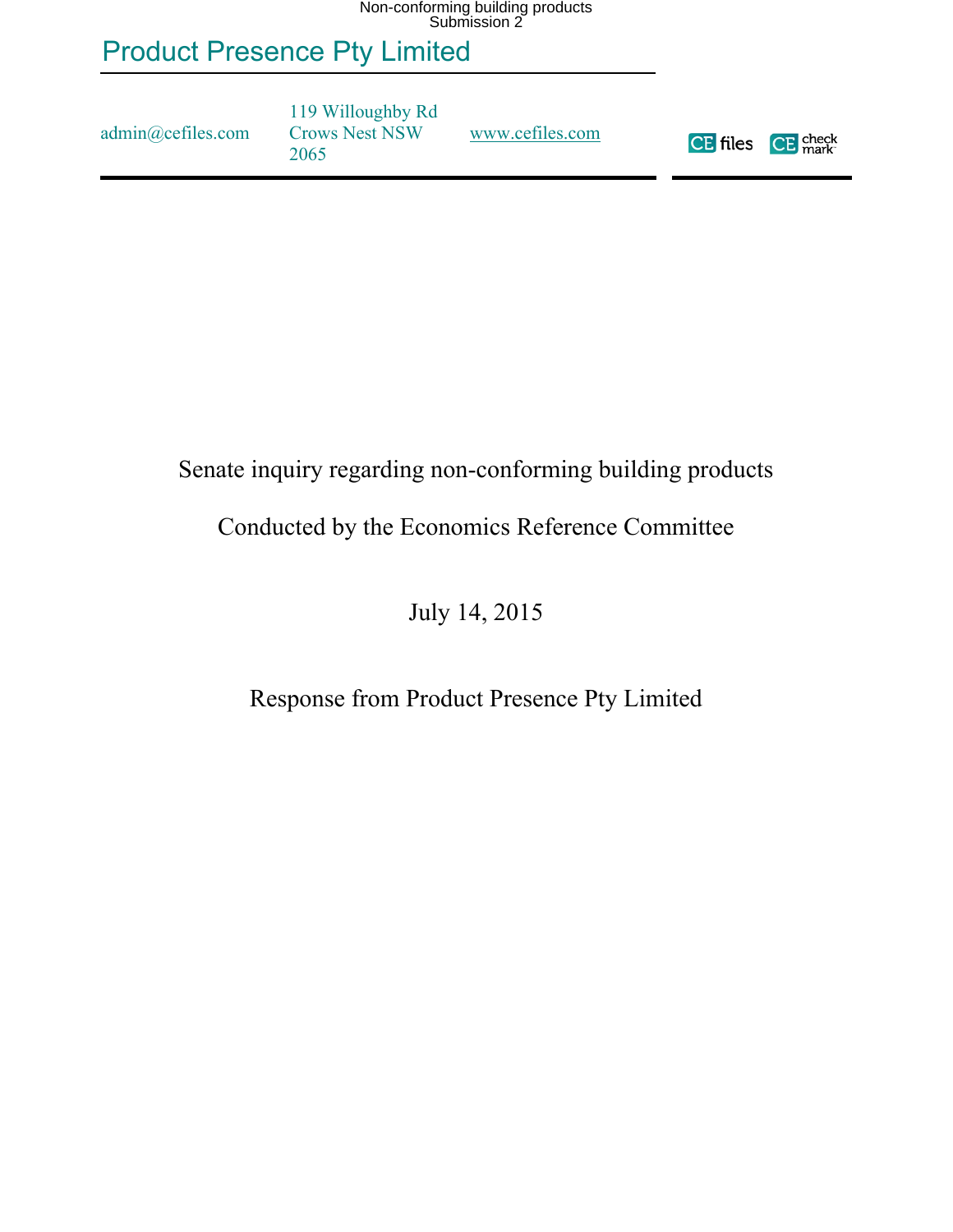Non-conforming building products
Submission 2

# Product Presence Pty Limited

admin@cefiles.com

119 Willoughby Rd
Crows Nest NSW
2065

www.cefiles.com

Senate inquiry regarding non-conforming building products

Conducted by the Economics Reference Committee

July 14, 2015

Response from Product Presence Pty Limited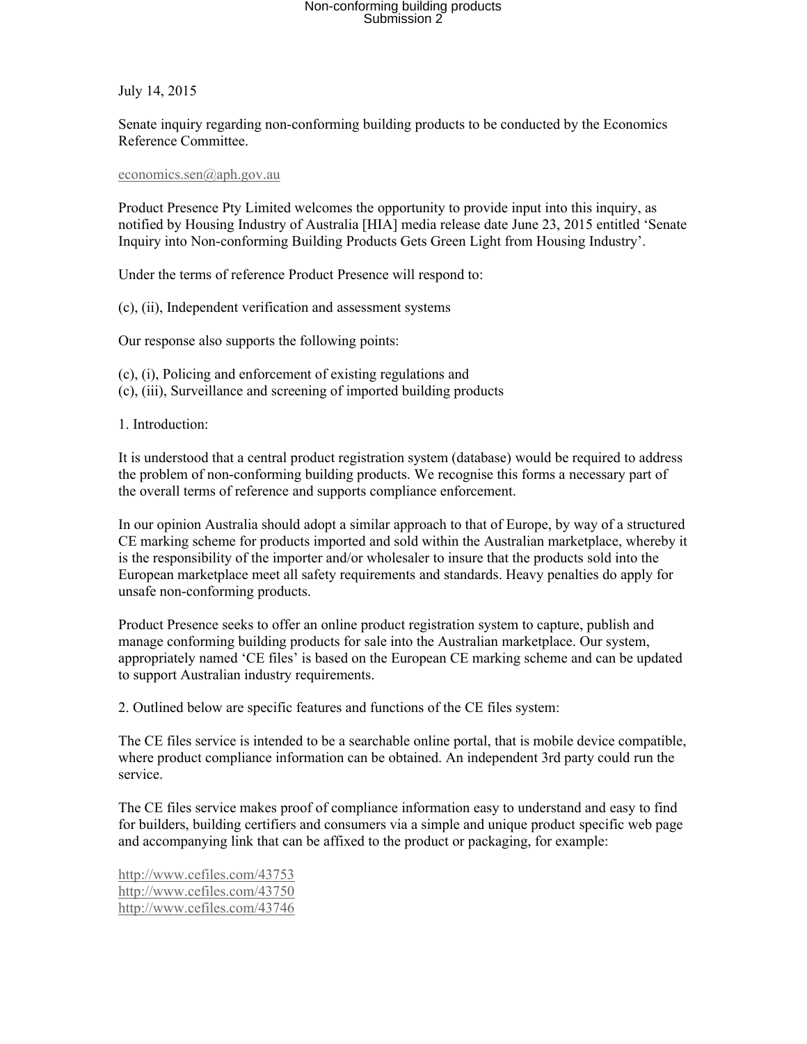July 14, 2015

Senate inquiry regarding non-conforming building products to be conducted by the Economics Reference Committee.

economics.sen@aph.gov.au

Product Presence Pty Limited welcomes the opportunity to provide input into this inquiry, as notified by Housing Industry of Australia [HIA] media release date June 23, 2015 entitled 'Senate Inquiry into Non-conforming Building Products Gets Green Light from Housing Industry'.

Under the terms of reference Product Presence will respond to:

(c), (ii), Independent verification and assessment systems

Our response also supports the following points:

(c), (i), Policing and enforcement of existing regulations and
(c), (iii), Surveillance and screening of imported building products

1. Introduction:

It is understood that a central product registration system (database) would be required to address the problem of non-conforming building products. We recognise this forms a necessary part of the overall terms of reference and supports compliance enforcement.

In our opinion Australia should adopt a similar approach to that of Europe, by way of a structured CE marking scheme for products imported and sold within the Australian marketplace, whereby it is the responsibility of the importer and/or wholesaler to insure that the products sold into the European marketplace meet all safety requirements and standards. Heavy penalties do apply for unsafe non-conforming products.

Product Presence seeks to offer an online product registration system to capture, publish and manage conforming building products for sale into the Australian marketplace. Our system, appropriately named 'CE files' is based on the European CE marking scheme and can be updated to support Australian industry requirements.

2. Outlined below are specific features and functions of the CE files system:

The CE files service is intended to be a searchable online portal, that is mobile device compatible, where product compliance information can be obtained. An independent 3rd party could run the service.

The CE files service makes proof of compliance information easy to understand and easy to find for builders, building certifiers and consumers via a simple and unique product specific web page and accompanying link that can be affixed to the product or packaging, for example:

http://www.cefiles.com/43753
http://www.cefiles.com/43750
http://www.cefiles.com/43746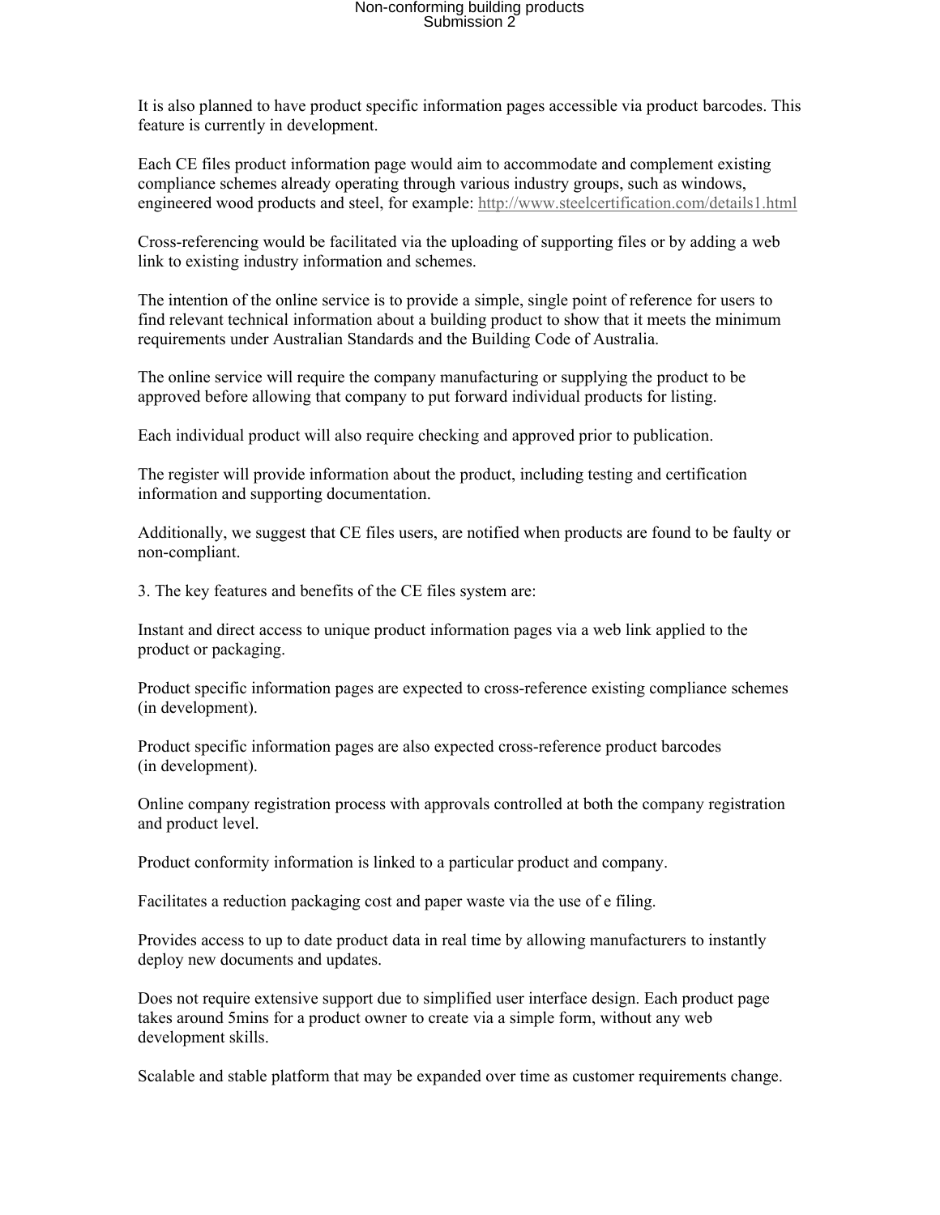It is also planned to have product specific information pages accessible via product barcodes. This feature is currently in development.

Each CE files product information page would aim to accommodate and complement existing compliance schemes already operating through various industry groups, such as windows, engineered wood products and steel, for example: http://www.steelcertification.com/details1.html

Cross-referencing would be facilitated via the uploading of supporting files or by adding a web link to existing industry information and schemes.

The intention of the online service is to provide a simple, single point of reference for users to find relevant technical information about a building product to show that it meets the minimum requirements under Australian Standards and the Building Code of Australia.

The online service will require the company manufacturing or supplying the product to be approved before allowing that company to put forward individual products for listing.

Each individual product will also require checking and approved prior to publication.

The register will provide information about the product, including testing and certification information and supporting documentation.

Additionally, we suggest that CE files users, are notified when products are found to be faulty or non-compliant.

3. The key features and benefits of the CE files system are:

Instant and direct access to unique product information pages via a web link applied to the product or packaging.

Product specific information pages are expected to cross-reference existing compliance schemes (in development).

Product specific information pages are also expected cross-reference product barcodes (in development).

Online company registration process with approvals controlled at both the company registration and product level.

Product conformity information is linked to a particular product and company.

Facilitates a reduction packaging cost and paper waste via the use of e filing.

Provides access to up to date product data in real time by allowing manufacturers to instantly deploy new documents and updates.

Does not require extensive support due to simplified user interface design. Each product page takes around 5mins for a product owner to create via a simple form, without any web development skills.

Scalable and stable platform that may be expanded over time as customer requirements change.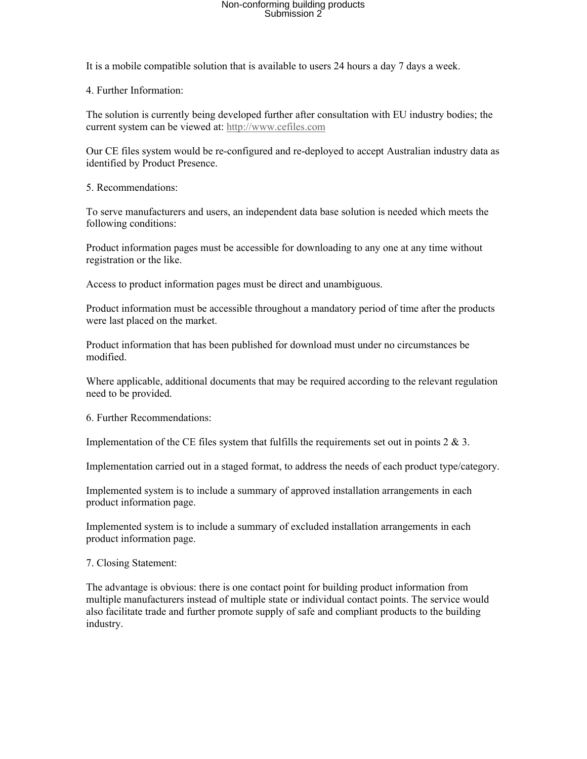It is a mobile compatible solution that is available to users 24 hours a day 7 days a week.

## 4. Further Information:

The solution is currently being developed further after consultation with EU industry bodies; the current system can be viewed at: http://www.cefiles.com

Our CE files system would be re-configured and re-deployed to accept Australian industry data as identified by Product Presence.

## 5. Recommendations:

To serve manufacturers and users, an independent data base solution is needed which meets the following conditions:

Product information pages must be accessible for downloading to any one at any time without registration or the like.

Access to product information pages must be direct and unambiguous.

Product information must be accessible throughout a mandatory period of time after the products were last placed on the market.

Product information that has been published for download must under no circumstances be modified.

Where applicable, additional documents that may be required according to the relevant regulation need to be provided.

## 6. Further Recommendations:

Implementation of the CE files system that fulfills the requirements set out in points 2 & 3.

Implementation carried out in a staged format, to address the needs of each product type/category.

Implemented system is to include a summary of approved installation arrangements in each product information page.

Implemented system is to include a summary of excluded installation arrangements in each product information page.

## 7. Closing Statement:

The advantage is obvious: there is one contact point for building product information from multiple manufacturers instead of multiple state or individual contact points. The service would also facilitate trade and further promote supply of safe and compliant products to the building industry.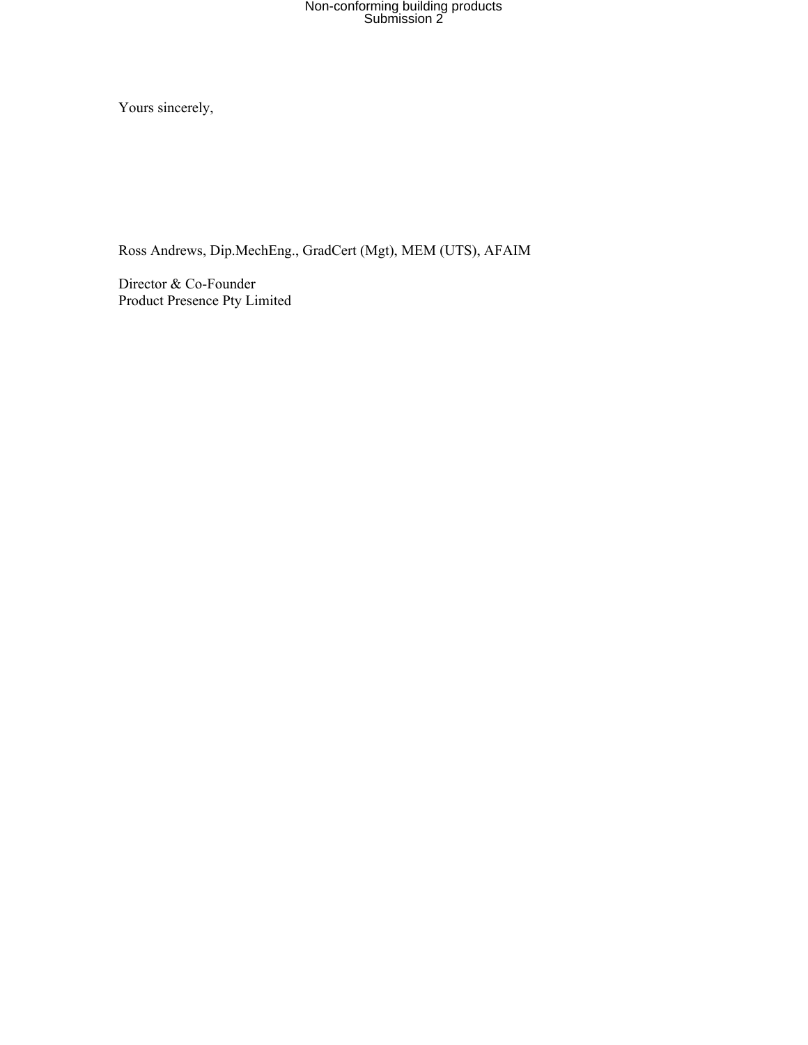Yours sincerely,

Ross Andrews, Dip.MechEng., GradCert (Mgt), MEM (UTS), AFAIM

Director & Co-Founder
Product Presence Pty Limited